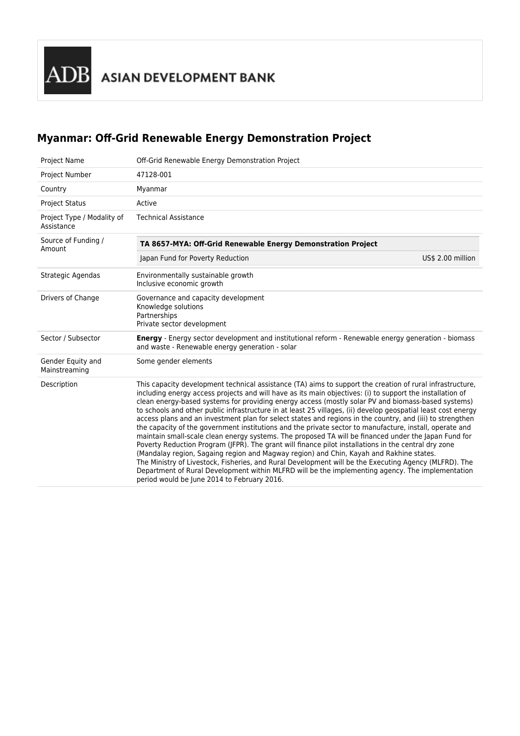# Myanmar: Off-Grid Renewable Energy Demonstration Project

| | |
|---|---|
| Project Name | Off-Grid Renewable Energy Demonstration Project |
| Project Number | 47128-001 |
| Country | Myanmar |
| Project Status | Active |
| Project Type / Modality of Assistance | Technical Assistance |
| Source of Funding / Amount | **TA 8657-MYA: Off-Grid Renewable Energy Demonstration Project**<br>Japan Fund for Poverty Reduction — US$ 2.00 million |
| Strategic Agendas | Environmentally sustainable growth<br>Inclusive economic growth |
| Drivers of Change | Governance and capacity development<br>Knowledge solutions<br>Partnerships<br>Private sector development |
| Sector / Subsector | **Energy** - Energy sector development and institutional reform - Renewable energy generation - biomass and waste - Renewable energy generation - solar |
| Gender Equity and Mainstreaming | Some gender elements |
| Description | This capacity development technical assistance (TA) aims to support the creation of rural infrastructure, including energy access projects and will have as its main objectives: (i) to support the installation of clean energy-based systems for providing energy access (mostly solar PV and biomass-based systems) to schools and other public infrastructure in at least 25 villages, (ii) develop geospatial least cost energy access plans and an investment plan for select states and regions in the country, and (iii) to strengthen the capacity of the government institutions and the private sector to manufacture, install, operate and maintain small-scale clean energy systems. The proposed TA will be financed under the Japan Fund for Poverty Reduction Program (JFPR). The grant will finance pilot installations in the central dry zone (Mandalay region, Sagaing region and Magway region) and Chin, Kayah and Rakhine states.<br>The Ministry of Livestock, Fisheries, and Rural Development will be the Executing Agency (MLFRD). The Department of Rural Development within MLFRD will be the implementing agency. The implementation period would be June 2014 to February 2016. |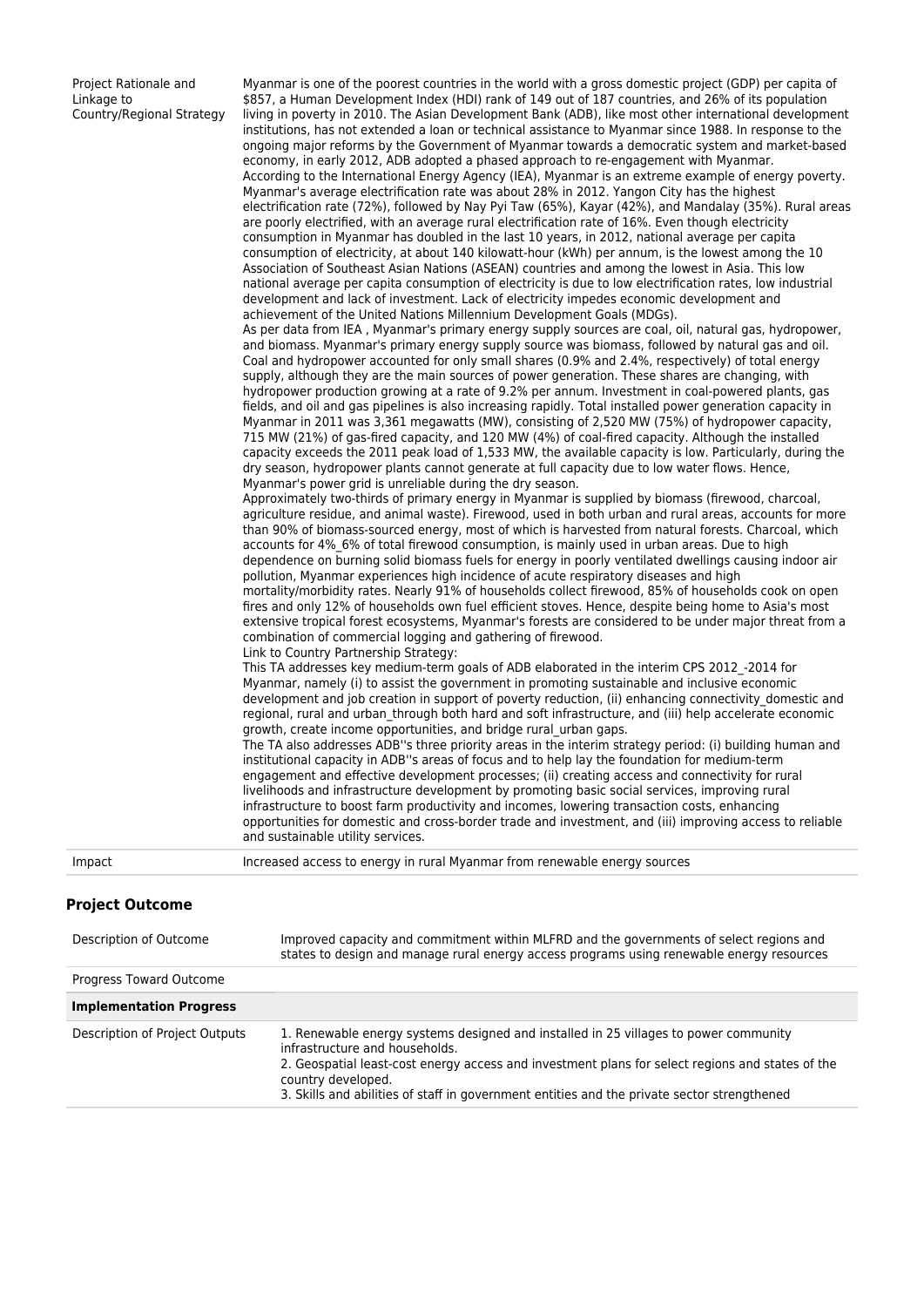| | |
|---|---|
| Project Rationale and Linkage to Country/Regional Strategy | Myanmar is one of the poorest countries in the world with a gross domestic project (GDP) per capita of $857, a Human Development Index (HDI) rank of 149 out of 187 countries, and 26% of its population living in poverty in 2010. The Asian Development Bank (ADB), like most other international development institutions, has not extended a loan or technical assistance to Myanmar since 1988. In response to the ongoing major reforms by the Government of Myanmar towards a democratic system and market-based economy, in early 2012, ADB adopted a phased approach to re-engagement with Myanmar. According to the International Energy Agency (IEA), Myanmar is an extreme example of energy poverty. Myanmar's average electrification rate was about 28% in 2012. Yangon City has the highest electrification rate (72%), followed by Nay Pyi Taw (65%), Kayar (42%), and Mandalay (35%). Rural areas are poorly electrified, with an average rural electrification rate of 16%. Even though electricity consumption in Myanmar has doubled in the last 10 years, in 2012, national average per capita consumption of electricity, at about 140 kilowatt-hour (kWh) per annum, is the lowest among the 10 Association of Southeast Asian Nations (ASEAN) countries and among the lowest in Asia. This low national average per capita consumption of electricity is due to low electrification rates, low industrial development and lack of investment. Lack of electricity impedes economic development and achievement of the United Nations Millennium Development Goals (MDGs).<br>As per data from IEA , Myanmar's primary energy supply sources are coal, oil, natural gas, hydropower, and biomass. Myanmar's primary energy supply source was biomass, followed by natural gas and oil. Coal and hydropower accounted for only small shares (0.9% and 2.4%, respectively) of total energy supply, although they are the main sources of power generation. These shares are changing, with hydropower production growing at a rate of 9.2% per annum. Investment in coal-powered plants, gas fields, and oil and gas pipelines is also increasing rapidly. Total installed power generation capacity in Myanmar in 2011 was 3,361 megawatts (MW), consisting of 2,520 MW (75%) of hydropower capacity, 715 MW (21%) of gas-fired capacity, and 120 MW (4%) of coal-fired capacity. Although the installed capacity exceeds the 2011 peak load of 1,533 MW, the available capacity is low. Particularly, during the dry season, hydropower plants cannot generate at full capacity due to low water flows. Hence, Myanmar's power grid is unreliable during the dry season.<br>Approximately two-thirds of primary energy in Myanmar is supplied by biomass (firewood, charcoal, agriculture residue, and animal waste). Firewood, used in both urban and rural areas, accounts for more than 90% of biomass-sourced energy, most of which is harvested from natural forests. Charcoal, which accounts for 4%_6% of total firewood consumption, is mainly used in urban areas. Due to high dependence on burning solid biomass fuels for energy in poorly ventilated dwellings causing indoor air pollution, Myanmar experiences high incidence of acute respiratory diseases and high mortality/morbidity rates. Nearly 91% of households collect firewood, 85% of households cook on open fires and only 12% of households own fuel efficient stoves. Hence, despite being home to Asia's most extensive tropical forest ecosystems, Myanmar's forests are considered to be under major threat from a combination of commercial logging and gathering of firewood.<br>Link to Country Partnership Strategy:<br>This TA addresses key medium-term goals of ADB elaborated in the interim CPS 2012_-2014 for Myanmar, namely (i) to assist the government in promoting sustainable and inclusive economic development and job creation in support of poverty reduction, (ii) enhancing connectivity_domestic and regional, rural and urban_through both hard and soft infrastructure, and (iii) help accelerate economic growth, create income opportunities, and bridge rural_urban gaps.<br>The TA also addresses ADB''s three priority areas in the interim strategy period: (i) building human and institutional capacity in ADB''s areas of focus and to help lay the foundation for medium-term engagement and effective development processes; (ii) creating access and connectivity for rural livelihoods and infrastructure development by promoting basic social services, improving rural infrastructure to boost farm productivity and incomes, lowering transaction costs, enhancing opportunities for domestic and cross-border trade and investment, and (iii) improving access to reliable and sustainable utility services. |
| Impact | Increased access to energy in rural Myanmar from renewable energy sources |

## Project Outcome

| | |
|---|---|
| Description of Outcome | Improved capacity and commitment within MLFRD and the governments of select regions and states to design and manage rural energy access programs using renewable energy resources |
| Progress Toward Outcome | |
| **Implementation Progress** | |
| Description of Project Outputs | 1. Renewable energy systems designed and installed in 25 villages to power community infrastructure and households.<br>2. Geospatial least-cost energy access and investment plans for select regions and states of the country developed.<br>3. Skills and abilities of staff in government entities and the private sector strengthened |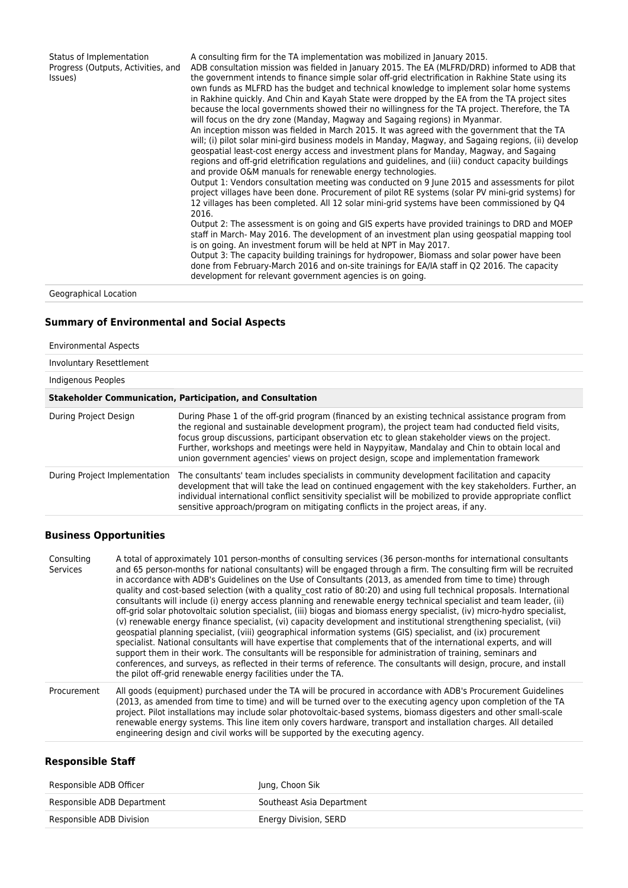| | |
|---|---|
| Status of Implementation Progress (Outputs, Activities, and Issues) | A consulting firm for the TA implementation was mobilized in January 2015.<br>ADB consultation mission was fielded in January 2015. The EA (MLFRD/DRD) informed to ADB that the government intends to finance simple solar off-grid electrification in Rakhine State using its own funds as MLFRD has the budget and technical knowledge to implement solar home systems in Rakhine quickly. And Chin and Kayah State were dropped by the EA from the TA project sites because the local governments showed their no willingness for the TA project. Therefore, the TA will focus on the dry zone (Manday, Magway and Sagaing regions) in Myanmar.<br>An inception misson was fielded in March 2015. It was agreed with the government that the TA will; (i) pilot solar mini-gird business models in Manday, Magway, and Sagaing regions, (ii) develop geospatial least-cost energy access and investment plans for Manday, Magway, and Sagaing regions and off-grid eletrification regulations and guidelines, and (iii) conduct capacity buildings and provide O&M manuals for renewable energy technologies.<br>Output 1: Vendors consultation meeting was conducted on 9 June 2015 and assessments for pilot project villages have been done. Procurement of pilot RE systems (solar PV mini-grid systems) for 12 villages has been completed. All 12 solar mini-grid systems have been commissioned by Q4 2016.<br>Output 2: The assessment is on going and GIS experts have provided trainings to DRD and MOEP staff in March- May 2016. The development of an investment plan using geospatial mapping tool is on going. An investment forum will be held at NPT in May 2017.<br>Output 3: The capacity building trainings for hydropower, Biomass and solar power have been done from February-March 2016 and on-site trainings for EA/IA staff in Q2 2016. The capacity development for relevant government agencies is on going. |
| Geographical Location | |

## Summary of Environmental and Social Aspects

| | |
|---|---|
| Environmental Aspects | |
| Involuntary Resettlement | |
| Indigenous Peoples | |
| **Stakeholder Communication, Participation, and Consultation** | |
| During Project Design | During Phase 1 of the off-grid program (financed by an existing technical assistance program from the regional and sustainable development program), the project team had conducted field visits, focus group discussions, participant observation etc to glean stakeholder views on the project. Further, workshops and meetings were held in Naypyitaw, Mandalay and Chin to obtain local and union government agencies' views on project design, scope and implementation framework |
| During Project Implementation | The consultants' team includes specialists in community development facilitation and capacity development that will take the lead on continued engagement with the key stakeholders. Further, an individual international conflict sensitivity specialist will be mobilized to provide appropriate conflict sensitive approach/program on mitigating conflicts in the project areas, if any. |

## Business Opportunities

| | |
|---|---|
| Consulting Services | A total of approximately 101 person-months of consulting services (36 person-months for international consultants and 65 person-months for national consultants) will be engaged through a firm. The consulting firm will be recruited in accordance with ADB's Guidelines on the Use of Consultants (2013, as amended from time to time) through quality and cost-based selection (with a quality_cost ratio of 80:20) and using full technical proposals. International consultants will include (i) energy access planning and renewable energy technical specialist and team leader, (ii) off-grid solar photovoltaic solution specialist, (iii) biogas and biomass energy specialist, (iv) micro-hydro specialist, (v) renewable energy finance specialist, (vi) capacity development and institutional strengthening specialist, (vii) geospatial planning specialist, (viii) geographical information systems (GIS) specialist, and (ix) procurement specialist. National consultants will have expertise that complements that of the international experts, and will support them in their work. The consultants will be responsible for administration of training, seminars and conferences, and surveys, as reflected in their terms of reference. The consultants will design, procure, and install the pilot off-grid renewable energy facilities under the TA. |
| Procurement | All goods (equipment) purchased under the TA will be procured in accordance with ADB's Procurement Guidelines (2013, as amended from time to time) and will be turned over to the executing agency upon completion of the TA project. Pilot installations may include solar photovoltaic-based systems, biomass digesters and other small-scale renewable energy systems. This line item only covers hardware, transport and installation charges. All detailed engineering design and civil works will be supported by the executing agency. |

## Responsible Staff

| | |
|---|---|
| Responsible ADB Officer | Jung, Choon Sik |
| Responsible ADB Department | Southeast Asia Department |
| Responsible ADB Division | Energy Division, SERD |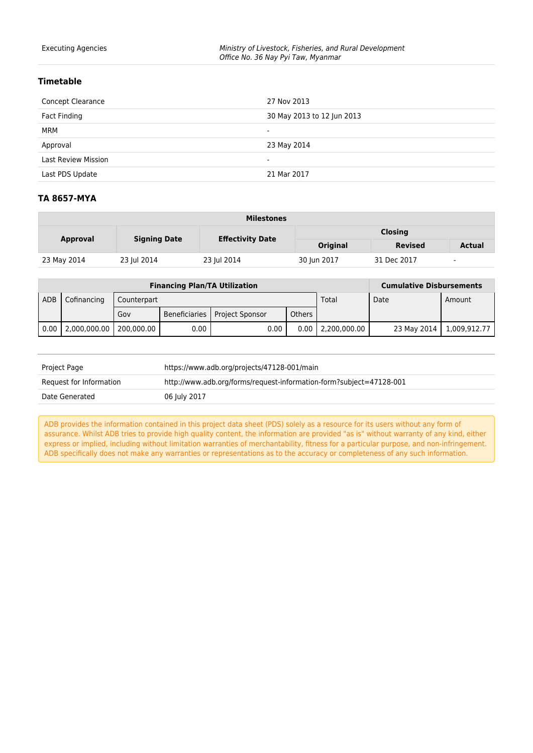| | |
|---|---|
| Executing Agencies | *Ministry of Livestock, Fisheries, and Rural Development* *Office No. 36 Nay Pyi Taw, Myanmar* |

### Timetable

| | |
|---|---|
| Concept Clearance | 27 Nov 2013 |
| Fact Finding | 30 May 2013 to 12 Jun 2013 |
| MRM | - |
| Approval | 23 May 2014 |
| Last Review Mission | - |
| Last PDS Update | 21 Mar 2017 |

### TA 8657-MYA

| Milestones | | | | | |
|---|---|---|---|---|---|
| Approval | Signing Date | Effectivity Date | Closing | | |
| | | | Original | Revised | Actual |
| 23 May 2014 | 23 Jul 2014 | 23 Jul 2014 | 30 Jun 2017 | 31 Dec 2017 | - |

| Financing Plan/TA Utilization | | | | | | | | Cumulative Disbursements | |
|---|---|---|---|---|---|---|---|---|---|
| ADB | Cofinancing | Counterpart | | | | Total | | Date | Amount |
| | | Gov | Beneficiaries | Project Sponsor | Others | | | | |
| 0.00 | 2,000,000.00 | 200,000.00 | 0.00 | 0.00 | 0.00 | 2,200,000.00 | | 23 May 2014 | 1,009,912.77 |

| | |
|---|---|
| Project Page | https://www.adb.org/projects/47128-001/main |
| Request for Information | http://www.adb.org/forms/request-information-form?subject=47128-001 |
| Date Generated | 06 July 2017 |

ADB provides the information contained in this project data sheet (PDS) solely as a resource for its users without any form of assurance. Whilst ADB tries to provide high quality content, the information are provided "as is" without warranty of any kind, either express or implied, including without limitation warranties of merchantability, fitness for a particular purpose, and non-infringement. ADB specifically does not make any warranties or representations as to the accuracy or completeness of any such information.